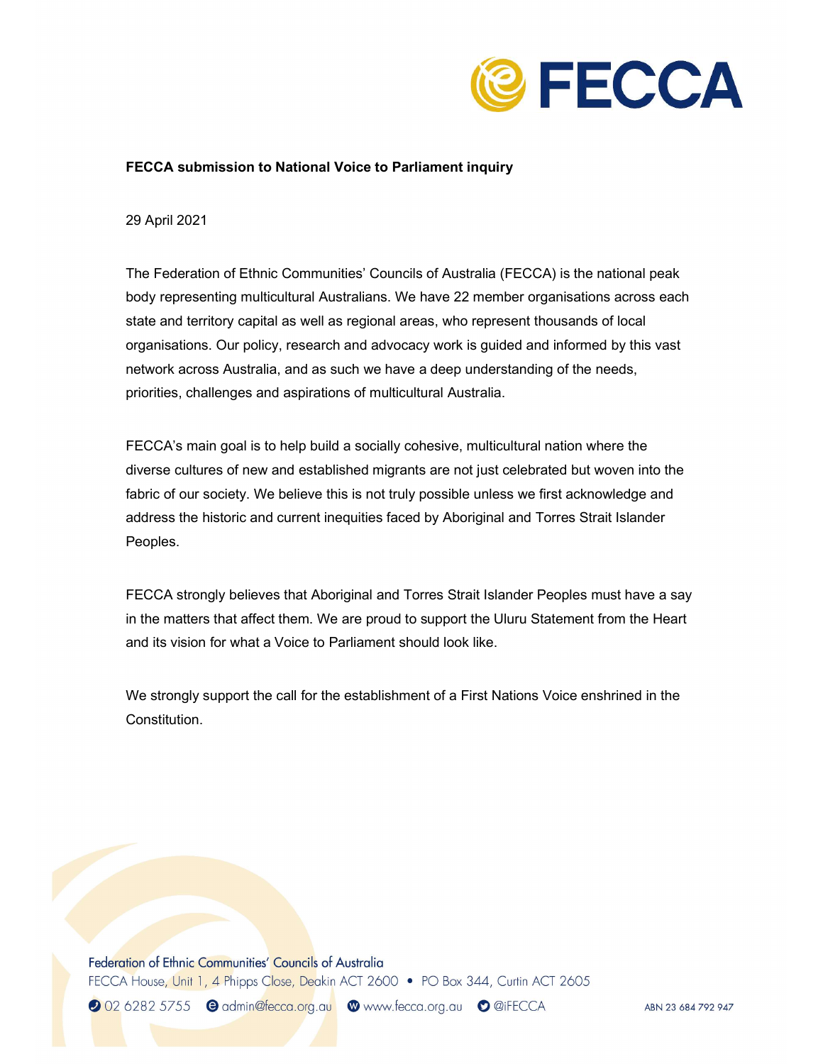**FECCA submission to National Voice to Parliament inquiry**

29 April 2021

The Federation of Ethnic Communities' Councils of Australia (FECCA) is the national peak body representing multicultural Australians. We have 22 member organisations across each state and territory capital as well as regional areas, who represent thousands of local organisations. Our policy, research and advocacy work is guided and informed by this vast network across Australia, and as such we have a deep understanding of the needs, priorities, challenges and aspirations of multicultural Australia.

FECCA's main goal is to help build a socially cohesive, multicultural nation where the diverse cultures of new and established migrants are not just celebrated but woven into the fabric of our society. We believe this is not truly possible unless we first acknowledge and address the historic and current inequities faced by Aboriginal and Torres Strait Islander Peoples.

FECCA strongly believes that Aboriginal and Torres Strait Islander Peoples must have a say in the matters that affect them. We are proud to support the Uluru Statement from the Heart and its vision for what a Voice to Parliament should look like.

We strongly support the call for the establishment of a First Nations Voice enshrined in the Constitution.

Federation of Ethnic Communities' Councils of Australia
FECCA House, Unit 1, 4 Phipps Close, Deakin ACT 2600 • PO Box 344, Curtin ACT 2605
02 6282 5755 admin@fecca.org.au www.fecca.org.au @iFECCA ABN 23 684 792 947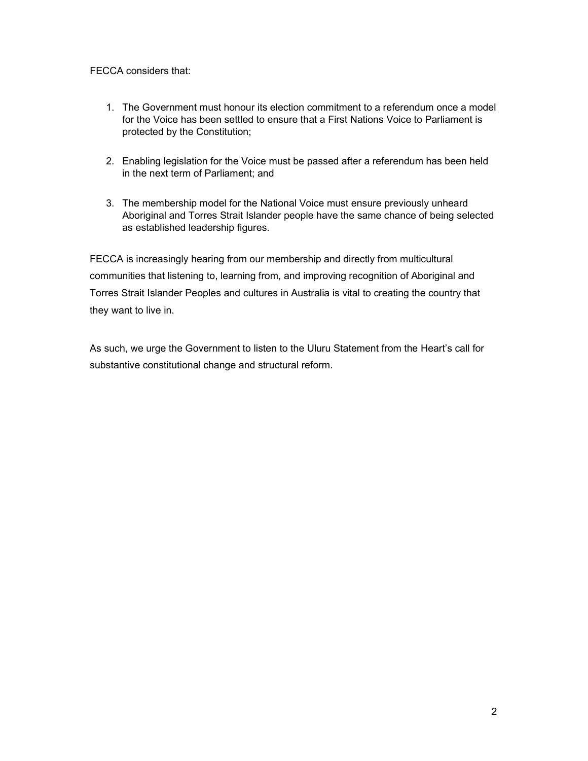FECCA considers that:

1. The Government must honour its election commitment to a referendum once a model for the Voice has been settled to ensure that a First Nations Voice to Parliament is protected by the Constitution;
2. Enabling legislation for the Voice must be passed after a referendum has been held in the next term of Parliament; and
3. The membership model for the National Voice must ensure previously unheard Aboriginal and Torres Strait Islander people have the same chance of being selected as established leadership figures.

FECCA is increasingly hearing from our membership and directly from multicultural communities that listening to, learning from, and improving recognition of Aboriginal and Torres Strait Islander Peoples and cultures in Australia is vital to creating the country that they want to live in.

As such, we urge the Government to listen to the Uluru Statement from the Heart's call for substantive constitutional change and structural reform.